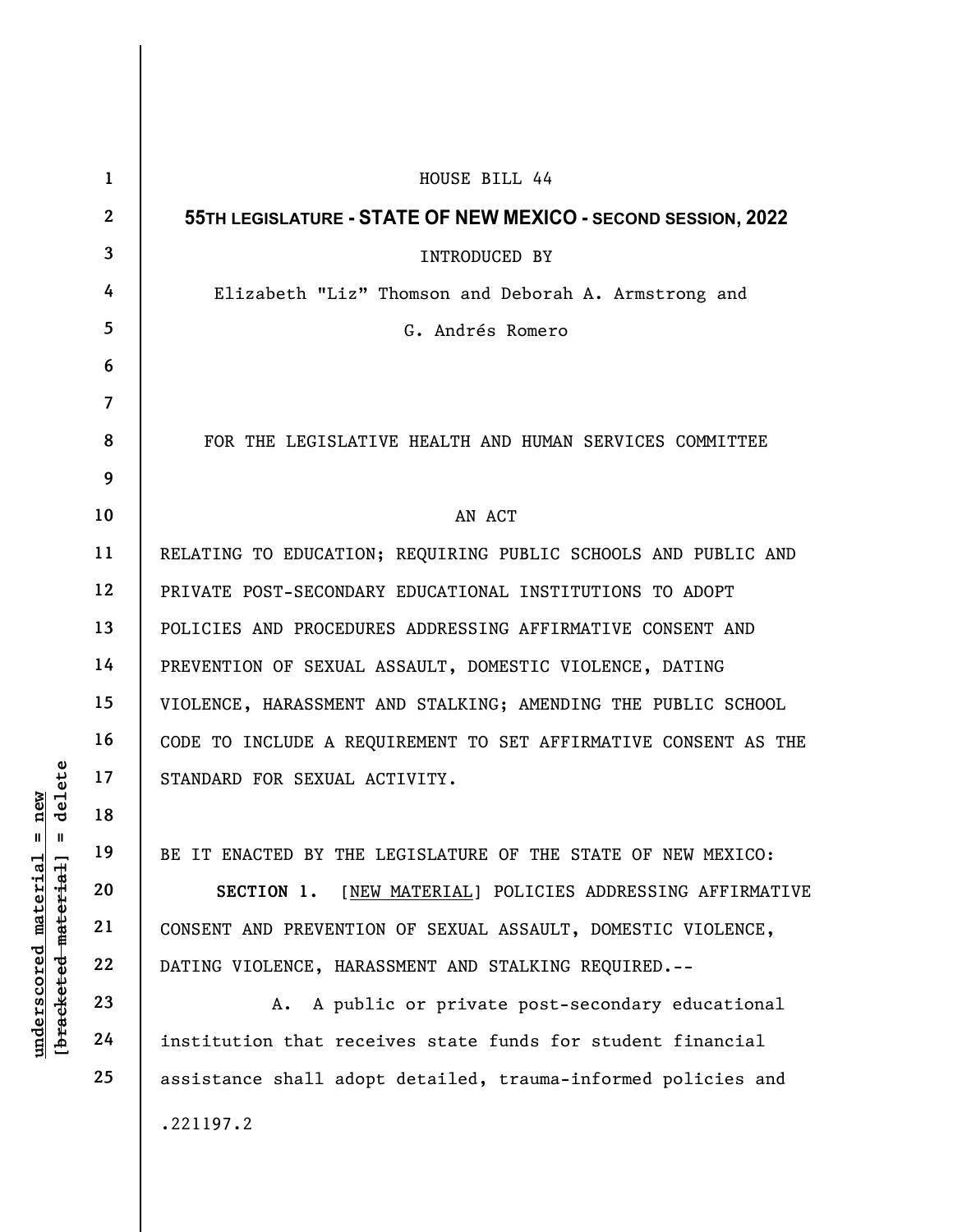HOUSE BILL 44

**55TH LEGISLATURE - STATE OF NEW MEXICO - SECOND SESSION, 2022**

INTRODUCED BY

Elizabeth "Liz" Thomson and Deborah A. Armstrong and

G. Andrés Romero

FOR THE LEGISLATIVE HEALTH AND HUMAN SERVICES COMMITTEE

AN ACT

RELATING TO EDUCATION; REQUIRING PUBLIC SCHOOLS AND PUBLIC AND PRIVATE POST-SECONDARY EDUCATIONAL INSTITUTIONS TO ADOPT POLICIES AND PROCEDURES ADDRESSING AFFIRMATIVE CONSENT AND PREVENTION OF SEXUAL ASSAULT, DOMESTIC VIOLENCE, DATING VIOLENCE, HARASSMENT AND STALKING; AMENDING THE PUBLIC SCHOOL CODE TO INCLUDE A REQUIREMENT TO SET AFFIRMATIVE CONSENT AS THE STANDARD FOR SEXUAL ACTIVITY.

BE IT ENACTED BY THE LEGISLATURE OF THE STATE OF NEW MEXICO:

**SECTION 1.** [NEW MATERIAL] POLICIES ADDRESSING AFFIRMATIVE CONSENT AND PREVENTION OF SEXUAL ASSAULT, DOMESTIC VIOLENCE, DATING VIOLENCE, HARASSMENT AND STALKING REQUIRED.--

A. A public or private post-secondary educational institution that receives state funds for student financial assistance shall adopt detailed, trauma-informed policies and

.221197.2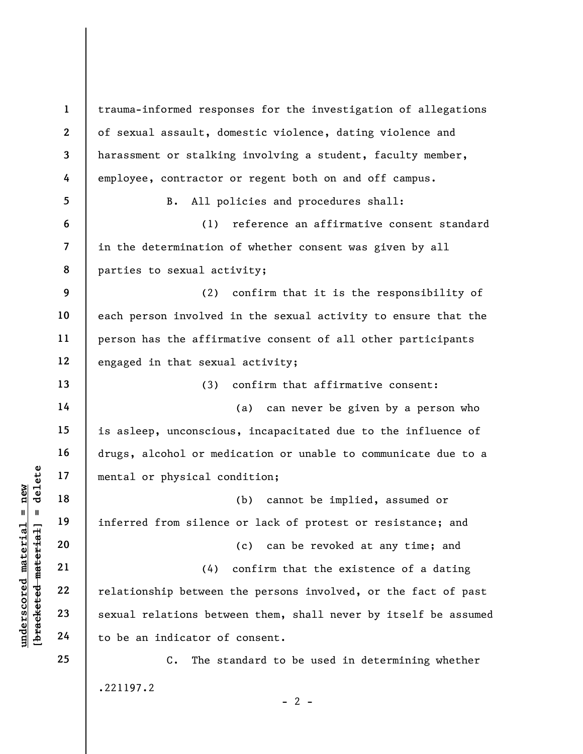trauma-informed responses for the investigation of allegations of sexual assault, domestic violence, dating violence and harassment or stalking involving a student, faculty member, employee, contractor or regent both on and off campus.

B. All policies and procedures shall:

(1) reference an affirmative consent standard in the determination of whether consent was given by all parties to sexual activity;

(2) confirm that it is the responsibility of each person involved in the sexual activity to ensure that the person has the affirmative consent of all other participants engaged in that sexual activity;

(3) confirm that affirmative consent:

(a) can never be given by a person who is asleep, unconscious, incapacitated due to the influence of drugs, alcohol or medication or unable to communicate due to a mental or physical condition;

(b) cannot be implied, assumed or inferred from silence or lack of protest or resistance; and

(c) can be revoked at any time; and

(4) confirm that the existence of a dating relationship between the persons involved, or the fact of past sexual relations between them, shall never by itself be assumed to be an indicator of consent.

C. The standard to be used in determining whether

.221197.2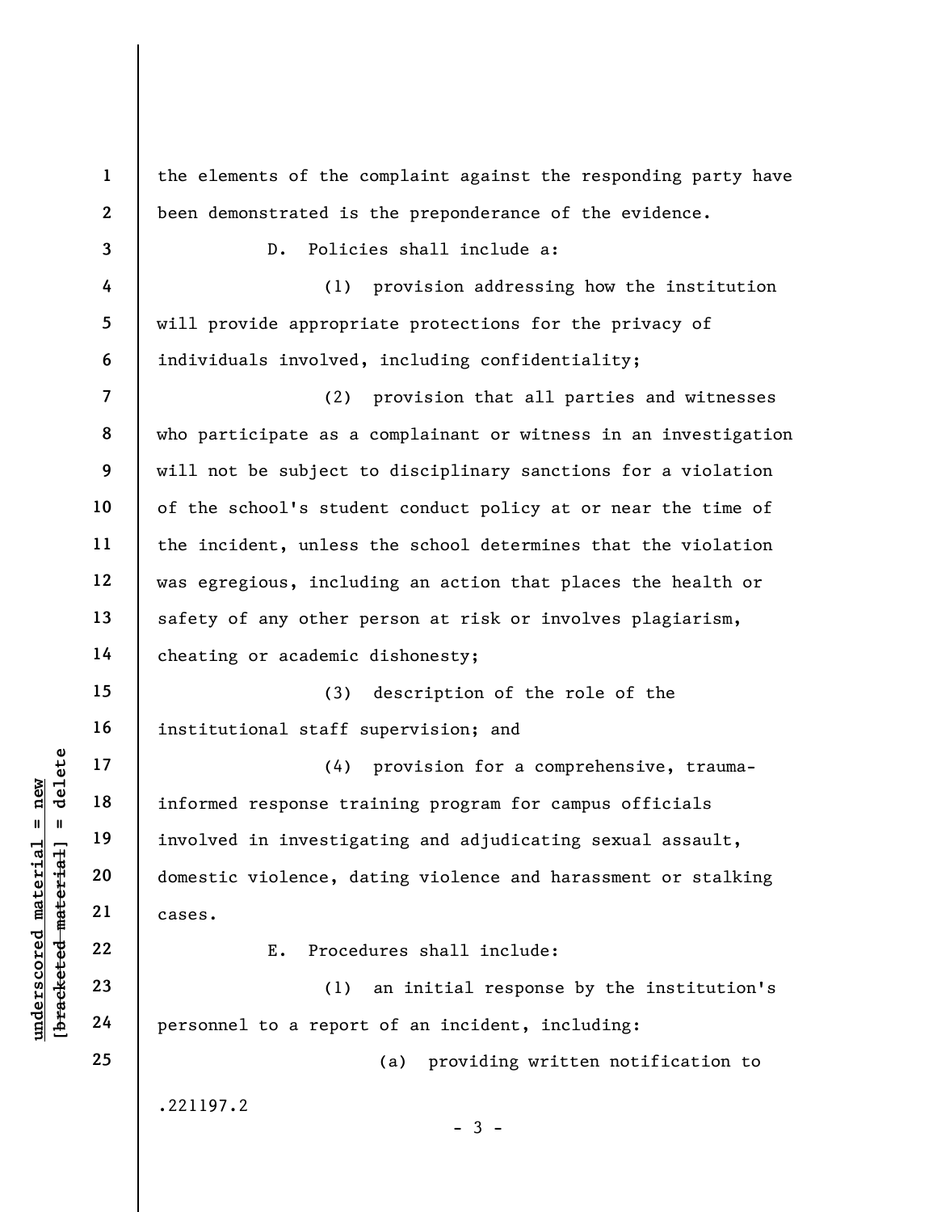the elements of the complaint against the responding party have been demonstrated is the preponderance of the evidence.

D. Policies shall include a:

(1) provision addressing how the institution will provide appropriate protections for the privacy of individuals involved, including confidentiality;

(2) provision that all parties and witnesses who participate as a complainant or witness in an investigation will not be subject to disciplinary sanctions for a violation of the school's student conduct policy at or near the time of the incident, unless the school determines that the violation was egregious, including an action that places the health or safety of any other person at risk or involves plagiarism, cheating or academic dishonesty;

(3) description of the role of the institutional staff supervision; and

(4) provision for a comprehensive, trauma-informed response training program for campus officials involved in investigating and adjudicating sexual assault, domestic violence, dating violence and harassment or stalking cases.

E. Procedures shall include:

(1) an initial response by the institution's personnel to a report of an incident, including:

(a) providing written notification to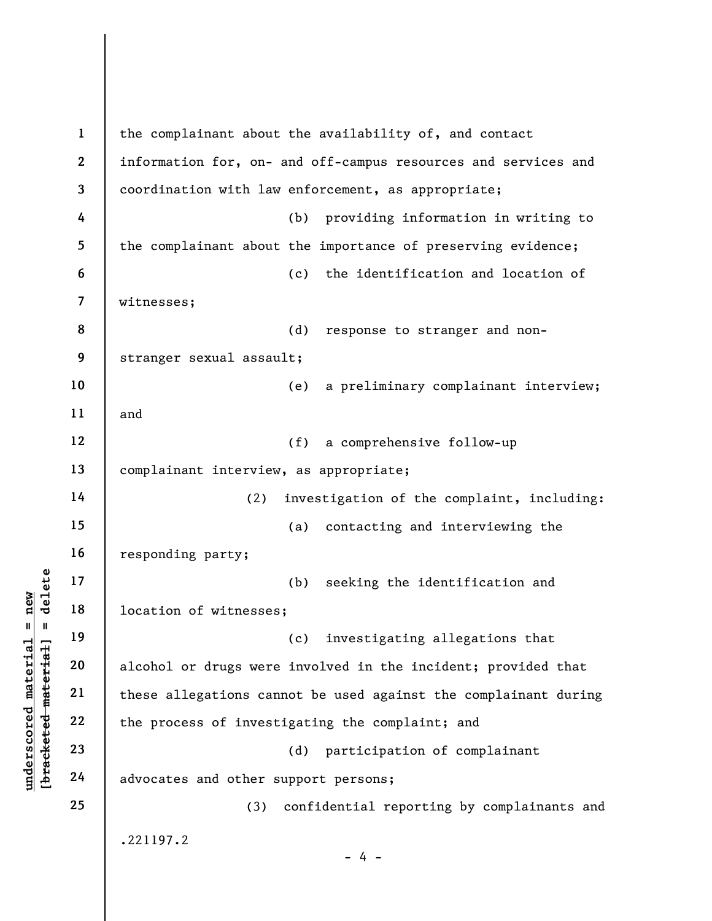the complainant about the availability of, and contact information for, on- and off-campus resources and services and coordination with law enforcement, as appropriate;

(b) providing information in writing to the complainant about the importance of preserving evidence;

(c) the identification and location of witnesses;

(d) response to stranger and non-stranger sexual assault;

(e) a preliminary complainant interview; and

(f) a comprehensive follow-up complainant interview, as appropriate;

(2) investigation of the complaint, including:

(a) contacting and interviewing the responding party;

(b) seeking the identification and location of witnesses;

(c) investigating allegations that alcohol or drugs were involved in the incident; provided that these allegations cannot be used against the complainant during the process of investigating the complaint; and

(d) participation of complainant advocates and other support persons;

(3) confidential reporting by complainants and

.221197.2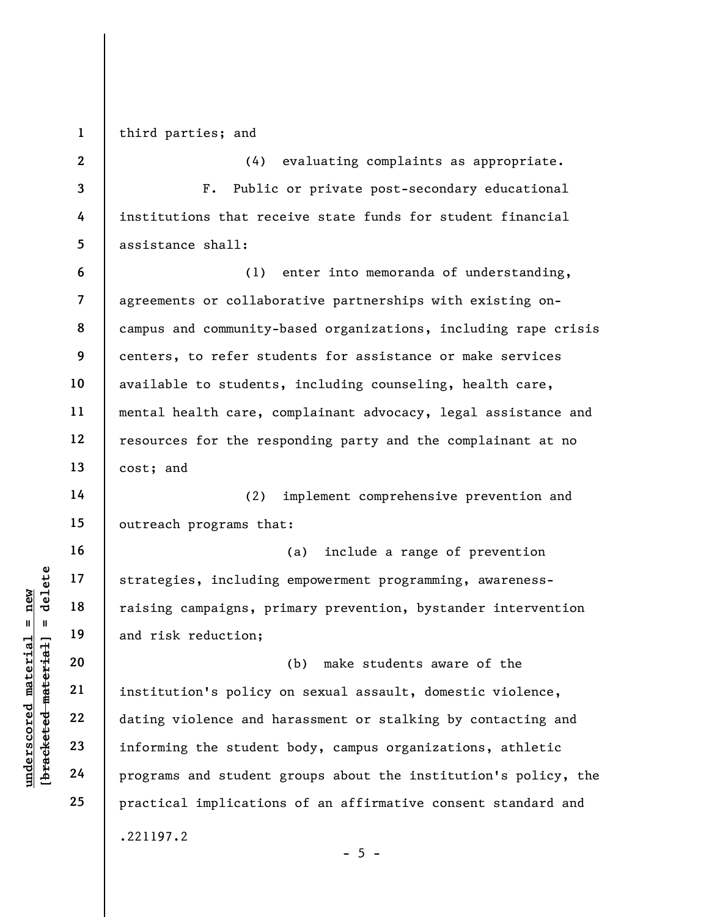third parties; and

(4) evaluating complaints as appropriate.

F. Public or private post-secondary educational institutions that receive state funds for student financial assistance shall:

(1) enter into memoranda of understanding, agreements or collaborative partnerships with existing on-campus and community-based organizations, including rape crisis centers, to refer students for assistance or make services available to students, including counseling, health care, mental health care, complainant advocacy, legal assistance and resources for the responding party and the complainant at no cost; and

(2) implement comprehensive prevention and outreach programs that:

(a) include a range of prevention strategies, including empowerment programming, awareness-raising campaigns, primary prevention, bystander intervention and risk reduction;

(b) make students aware of the institution's policy on sexual assault, domestic violence, dating violence and harassment or stalking by contacting and informing the student body, campus organizations, athletic programs and student groups about the institution's policy, the practical implications of an affirmative consent standard and

.221197.2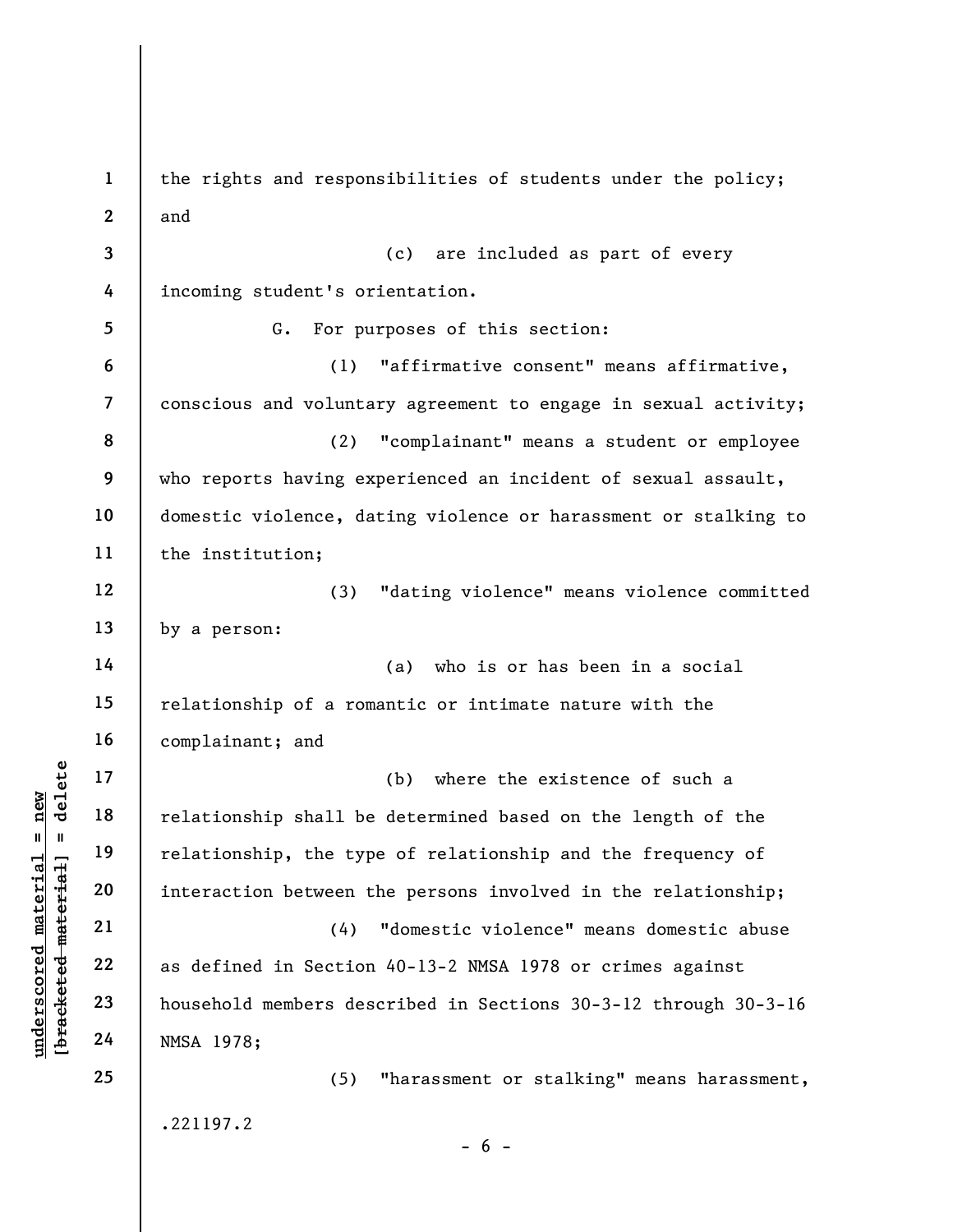the rights and responsibilities of students under the policy; and

(c) are included as part of every incoming student's orientation.

G. For purposes of this section:

(1) "affirmative consent" means affirmative, conscious and voluntary agreement to engage in sexual activity;

(2) "complainant" means a student or employee who reports having experienced an incident of sexual assault, domestic violence, dating violence or harassment or stalking to the institution;

(3) "dating violence" means violence committed by a person:

(a) who is or has been in a social relationship of a romantic or intimate nature with the complainant; and

(b) where the existence of such a relationship shall be determined based on the length of the relationship, the type of relationship and the frequency of interaction between the persons involved in the relationship;

(4) "domestic violence" means domestic abuse as defined in Section 40-13-2 NMSA 1978 or crimes against household members described in Sections 30-3-12 through 30-3-16 NMSA 1978;

(5) "harassment or stalking" means harassment,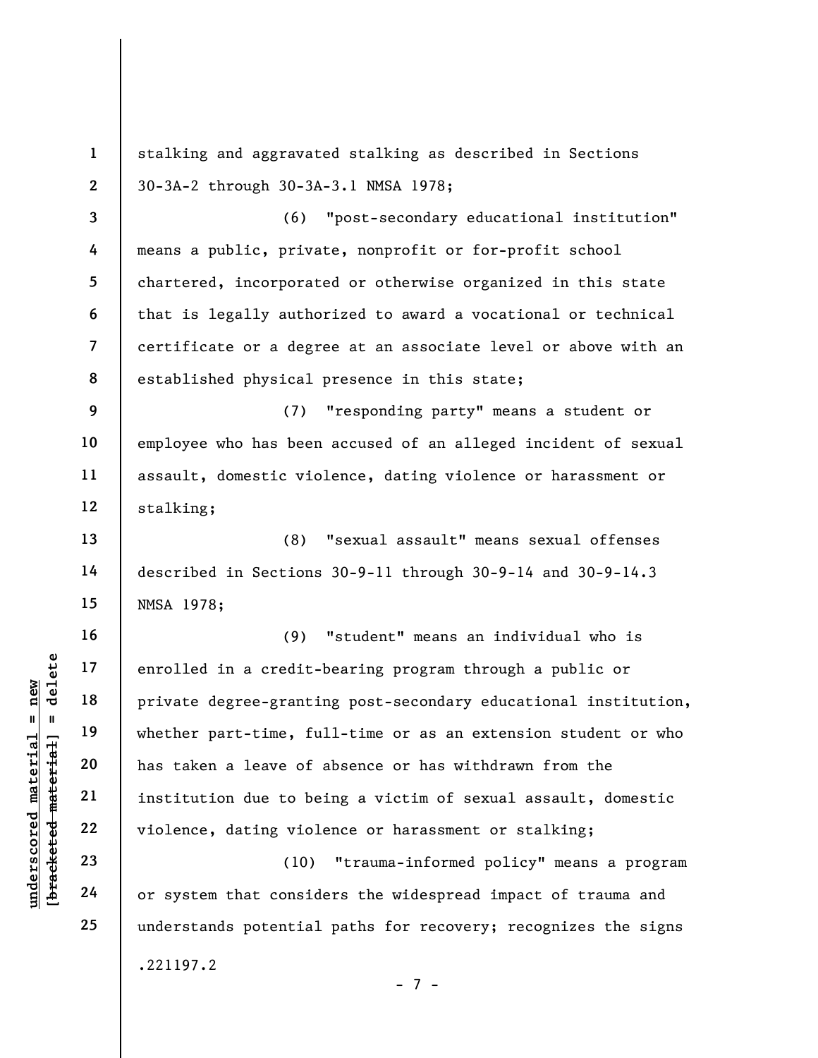stalking and aggravated stalking as described in Sections 30-3A-2 through 30-3A-3.1 NMSA 1978;

(6) "post-secondary educational institution" means a public, private, nonprofit or for-profit school chartered, incorporated or otherwise organized in this state that is legally authorized to award a vocational or technical certificate or a degree at an associate level or above with an established physical presence in this state;

(7) "responding party" means a student or employee who has been accused of an alleged incident of sexual assault, domestic violence, dating violence or harassment or stalking;

(8) "sexual assault" means sexual offenses described in Sections 30-9-11 through 30-9-14 and 30-9-14.3 NMSA 1978;

(9) "student" means an individual who is enrolled in a credit-bearing program through a public or private degree-granting post-secondary educational institution, whether part-time, full-time or as an extension student or who has taken a leave of absence or has withdrawn from the institution due to being a victim of sexual assault, domestic violence, dating violence or harassment or stalking;

(10) "trauma-informed policy" means a program or system that considers the widespread impact of trauma and understands potential paths for recovery; recognizes the signs

.221197.2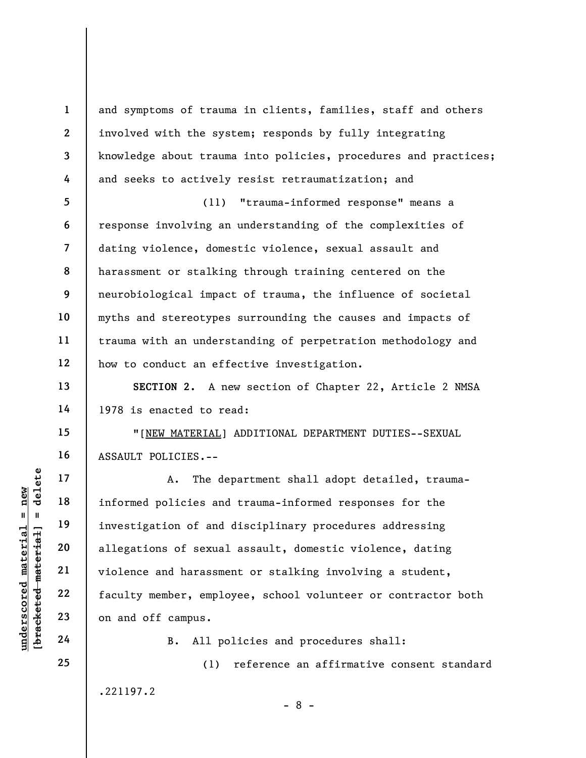and symptoms of trauma in clients, families, staff and others involved with the system; responds by fully integrating knowledge about trauma into policies, procedures and practices; and seeks to actively resist retraumatization; and

(11) "trauma-informed response" means a response involving an understanding of the complexities of dating violence, domestic violence, sexual assault and harassment or stalking through training centered on the neurobiological impact of trauma, the influence of societal myths and stereotypes surrounding the causes and impacts of trauma with an understanding of perpetration methodology and how to conduct an effective investigation.

**SECTION 2.** A new section of Chapter 22, Article 2 NMSA 1978 is enacted to read:

"[NEW MATERIAL] ADDITIONAL DEPARTMENT DUTIES--SEXUAL ASSAULT POLICIES.--

A. The department shall adopt detailed, trauma-informed policies and trauma-informed responses for the investigation of and disciplinary procedures addressing allegations of sexual assault, domestic violence, dating violence and harassment or stalking involving a student, faculty member, employee, school volunteer or contractor both on and off campus.

B. All policies and procedures shall:

(1) reference an affirmative consent standard

.221197.2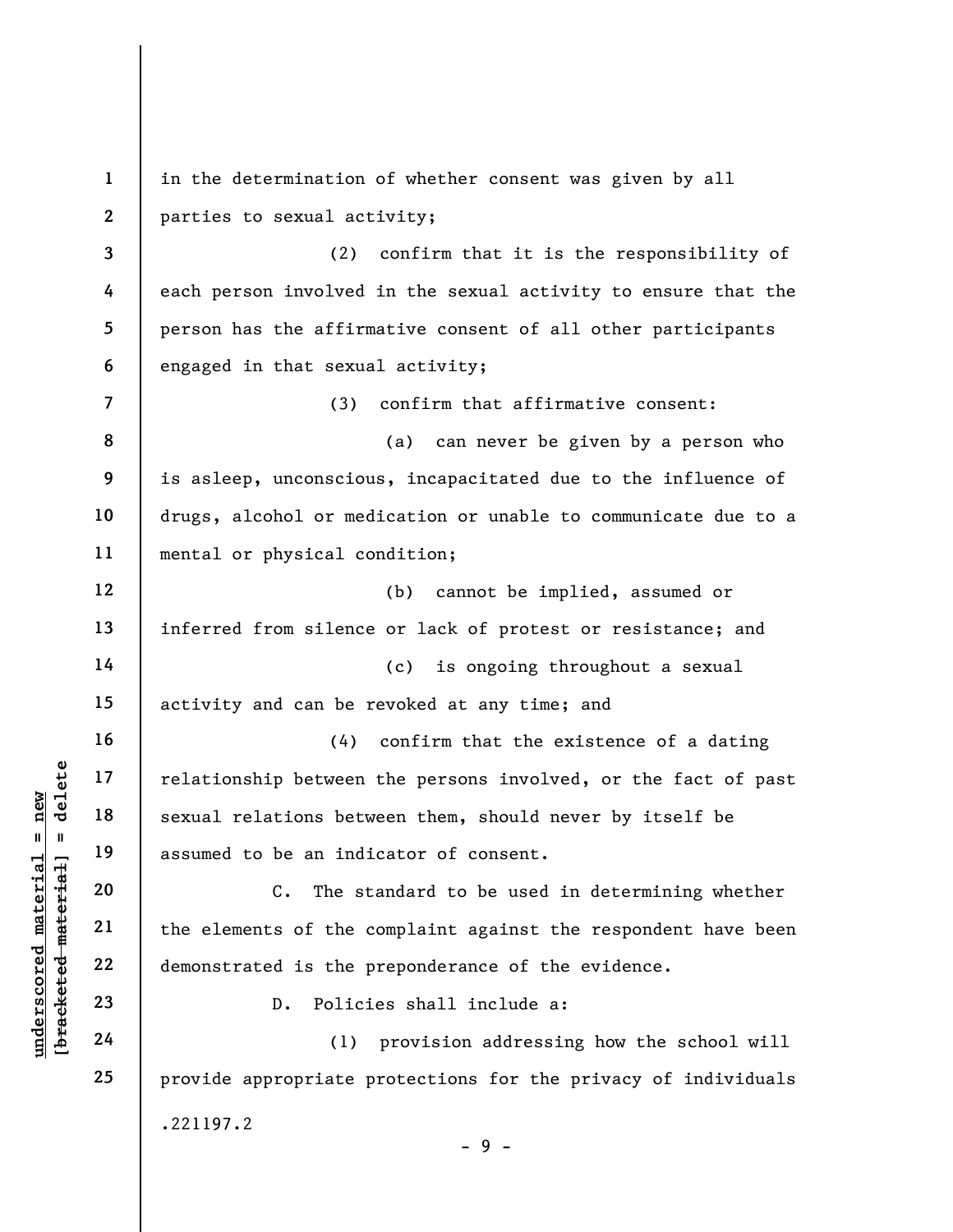in the determination of whether consent was given by all parties to sexual activity;

(2) confirm that it is the responsibility of each person involved in the sexual activity to ensure that the person has the affirmative consent of all other participants engaged in that sexual activity;

(3) confirm that affirmative consent:

(a) can never be given by a person who is asleep, unconscious, incapacitated due to the influence of drugs, alcohol or medication or unable to communicate due to a mental or physical condition;

(b) cannot be implied, assumed or inferred from silence or lack of protest or resistance; and

(c) is ongoing throughout a sexual activity and can be revoked at any time; and

(4) confirm that the existence of a dating relationship between the persons involved, or the fact of past sexual relations between them, should never by itself be assumed to be an indicator of consent.

C. The standard to be used in determining whether the elements of the complaint against the respondent have been demonstrated is the preponderance of the evidence.

D. Policies shall include a:

(1) provision addressing how the school will provide appropriate protections for the privacy of individuals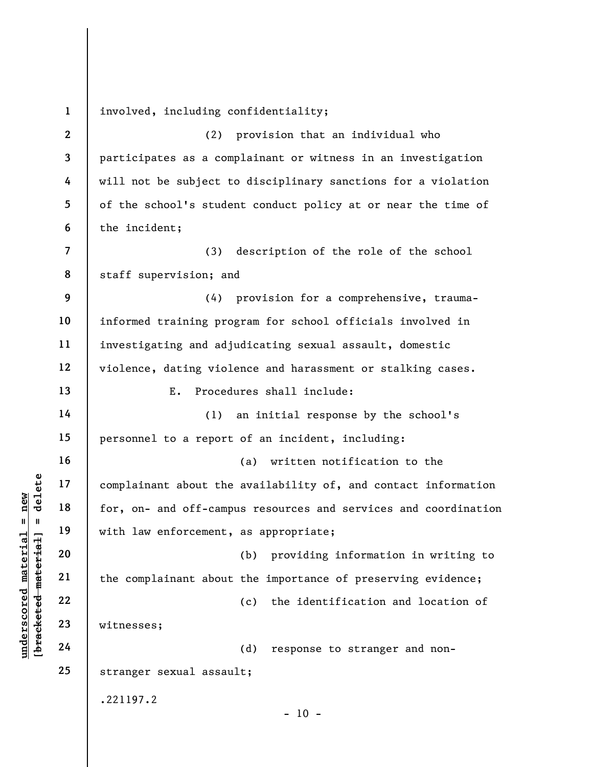involved, including confidentiality;

(2) provision that an individual who participates as a complainant or witness in an investigation will not be subject to disciplinary sanctions for a violation of the school's student conduct policy at or near the time of the incident;

(3) description of the role of the school staff supervision; and

(4) provision for a comprehensive, trauma-informed training program for school officials involved in investigating and adjudicating sexual assault, domestic violence, dating violence and harassment or stalking cases.

E. Procedures shall include:

(1) an initial response by the school's personnel to a report of an incident, including:

(a) written notification to the complainant about the availability of, and contact information for, on- and off-campus resources and services and coordination with law enforcement, as appropriate;

(b) providing information in writing to the complainant about the importance of preserving evidence;

(c) the identification and location of witnesses;

(d) response to stranger and non-stranger sexual assault;

.221197.2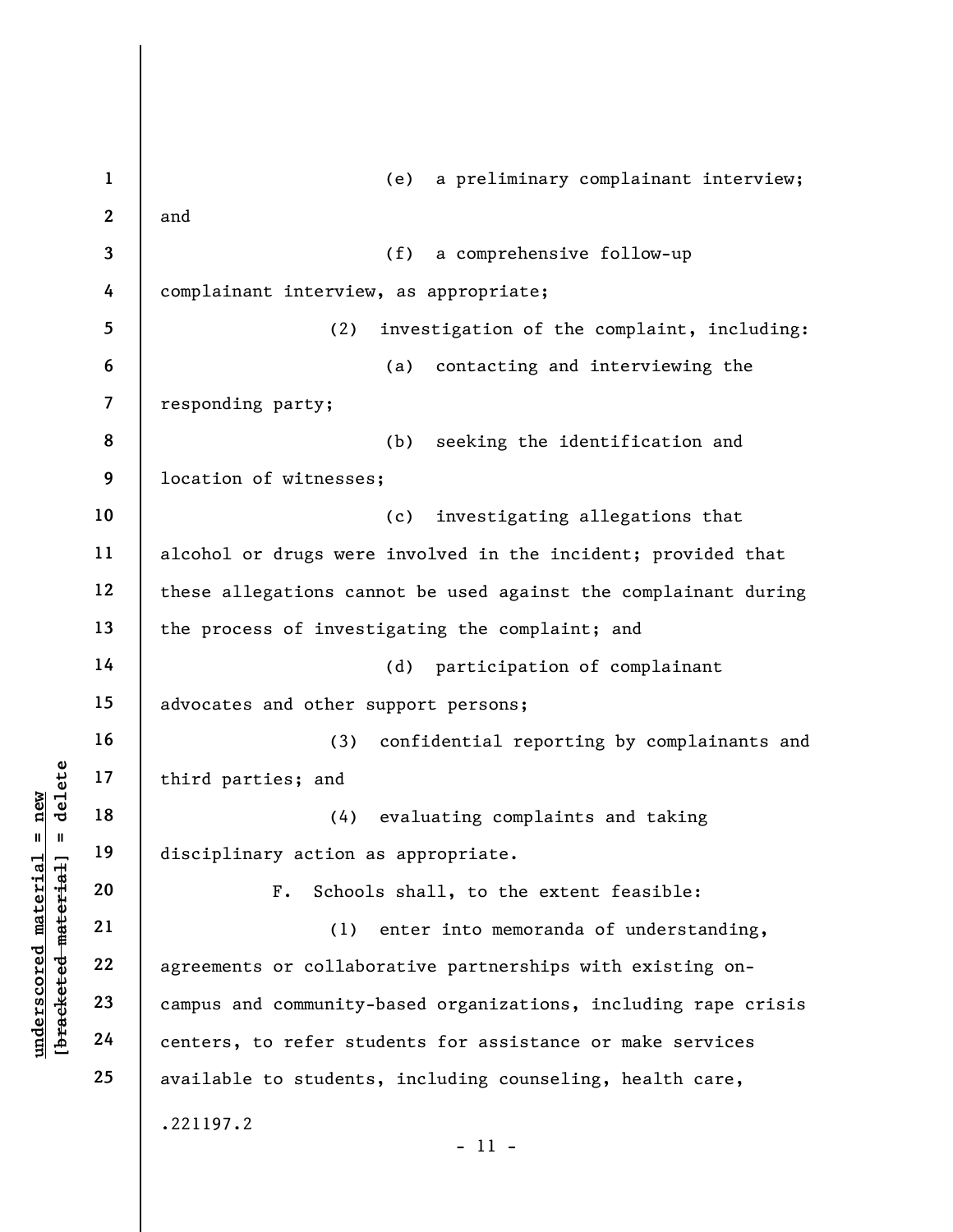(e) a preliminary complainant interview; and

(f) a comprehensive follow-up complainant interview, as appropriate;

(2) investigation of the complaint, including:

(a) contacting and interviewing the responding party;

(b) seeking the identification and location of witnesses;

(c) investigating allegations that alcohol or drugs were involved in the incident; provided that these allegations cannot be used against the complainant during the process of investigating the complaint; and

(d) participation of complainant advocates and other support persons;

(3) confidential reporting by complainants and third parties; and

(4) evaluating complaints and taking disciplinary action as appropriate.

F. Schools shall, to the extent feasible:

(1) enter into memoranda of understanding, agreements or collaborative partnerships with existing on-campus and community-based organizations, including rape crisis centers, to refer students for assistance or make services available to students, including counseling, health care,

.221197.2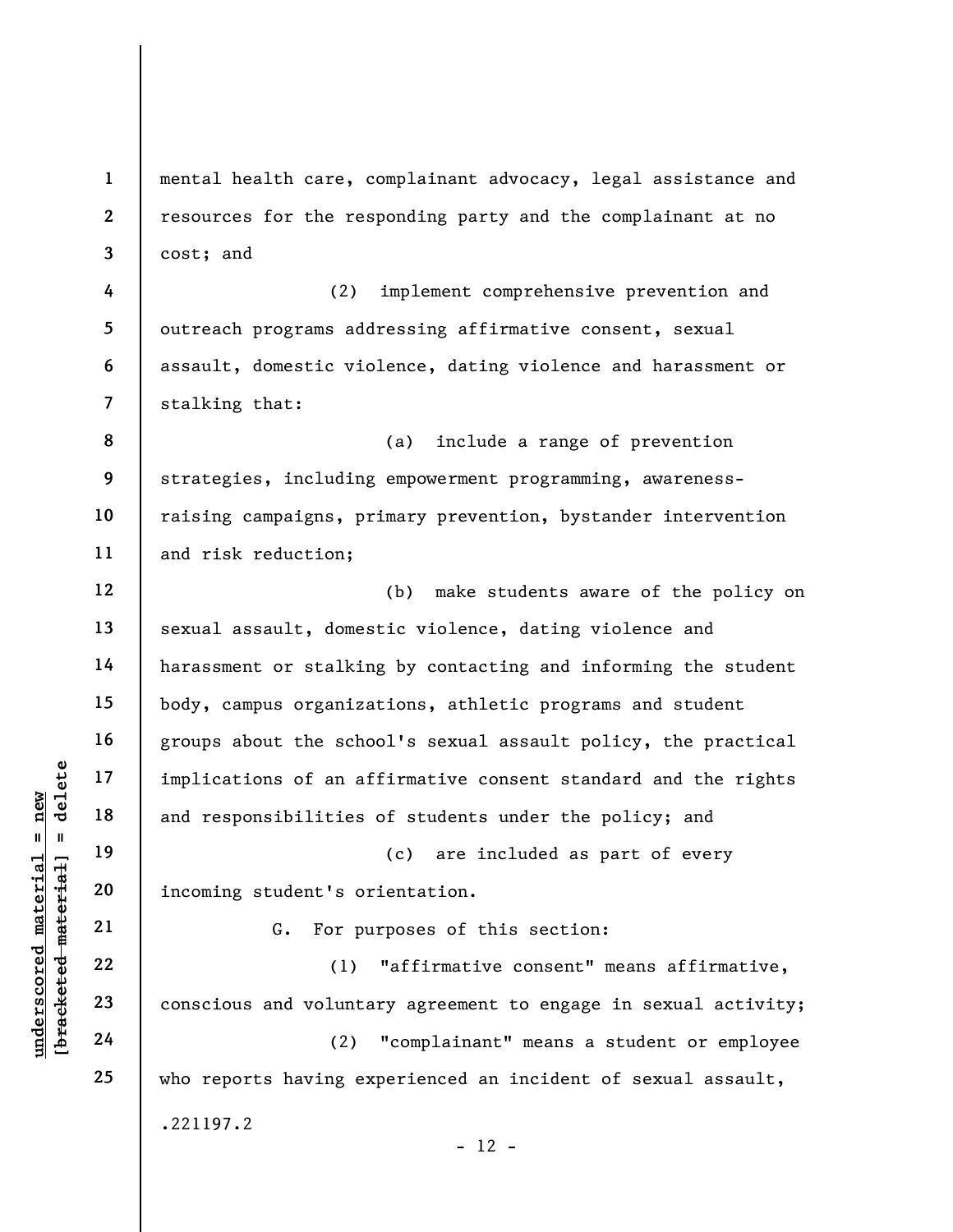mental health care, complainant advocacy, legal assistance and resources for the responding party and the complainant at no cost; and

(2) implement comprehensive prevention and outreach programs addressing affirmative consent, sexual assault, domestic violence, dating violence and harassment or stalking that:

(a) include a range of prevention strategies, including empowerment programming, awareness-raising campaigns, primary prevention, bystander intervention and risk reduction;

(b) make students aware of the policy on sexual assault, domestic violence, dating violence and harassment or stalking by contacting and informing the student body, campus organizations, athletic programs and student groups about the school's sexual assault policy, the practical implications of an affirmative consent standard and the rights and responsibilities of students under the policy; and

(c) are included as part of every incoming student's orientation.

G. For purposes of this section:

(1) "affirmative consent" means affirmative, conscious and voluntary agreement to engage in sexual activity;

(2) "complainant" means a student or employee who reports having experienced an incident of sexual assault,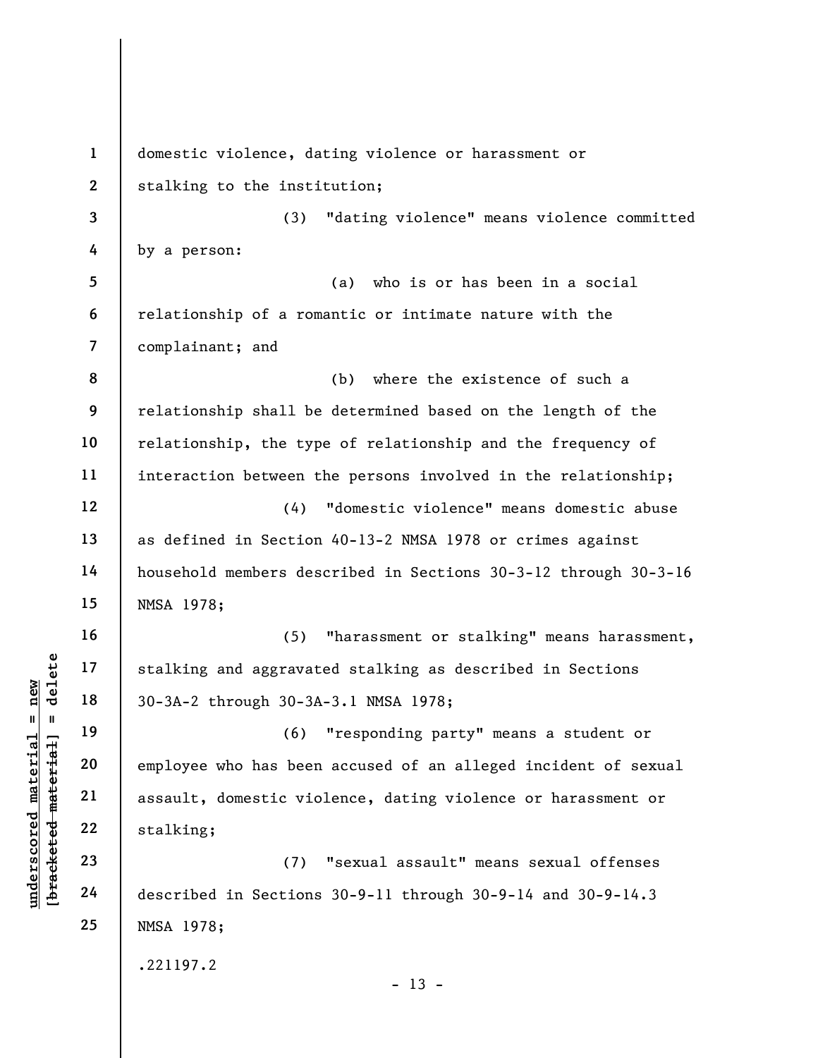domestic violence, dating violence or harassment or stalking to the institution;

(3) "dating violence" means violence committed by a person:

(a) who is or has been in a social relationship of a romantic or intimate nature with the complainant; and

(b) where the existence of such a relationship shall be determined based on the length of the relationship, the type of relationship and the frequency of interaction between the persons involved in the relationship;

(4) "domestic violence" means domestic abuse as defined in Section 40-13-2 NMSA 1978 or crimes against household members described in Sections 30-3-12 through 30-3-16 NMSA 1978;

(5) "harassment or stalking" means harassment, stalking and aggravated stalking as described in Sections 30-3A-2 through 30-3A-3.1 NMSA 1978;

(6) "responding party" means a student or employee who has been accused of an alleged incident of sexual assault, domestic violence, dating violence or harassment or stalking;

(7) "sexual assault" means sexual offenses described in Sections 30-9-11 through 30-9-14 and 30-9-14.3 NMSA 1978;

.221197.2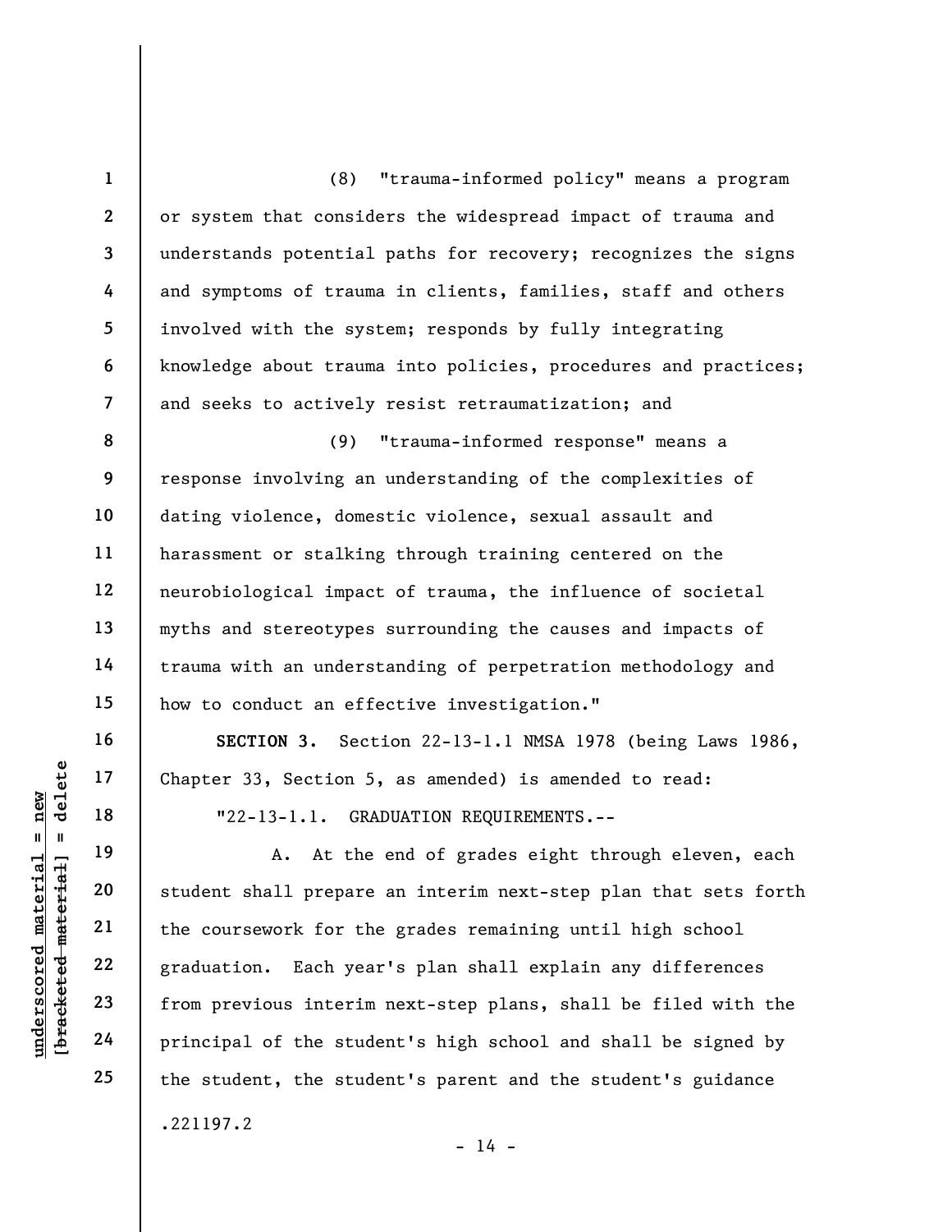(8) "trauma-informed policy" means a program or system that considers the widespread impact of trauma and understands potential paths for recovery; recognizes the signs and symptoms of trauma in clients, families, staff and others involved with the system; responds by fully integrating knowledge about trauma into policies, procedures and practices; and seeks to actively resist retraumatization; and

(9) "trauma-informed response" means a response involving an understanding of the complexities of dating violence, domestic violence, sexual assault and harassment or stalking through training centered on the neurobiological impact of trauma, the influence of societal myths and stereotypes surrounding the causes and impacts of trauma with an understanding of perpetration methodology and how to conduct an effective investigation."

**SECTION 3.** Section 22-13-1.1 NMSA 1978 (being Laws 1986, Chapter 33, Section 5, as amended) is amended to read:

"22-13-1.1. GRADUATION REQUIREMENTS.--

A. At the end of grades eight through eleven, each student shall prepare an interim next-step plan that sets forth the coursework for the grades remaining until high school graduation. Each year's plan shall explain any differences from previous interim next-step plans, shall be filed with the principal of the student's high school and shall be signed by the student, the student's parent and the student's guidance

.221197.2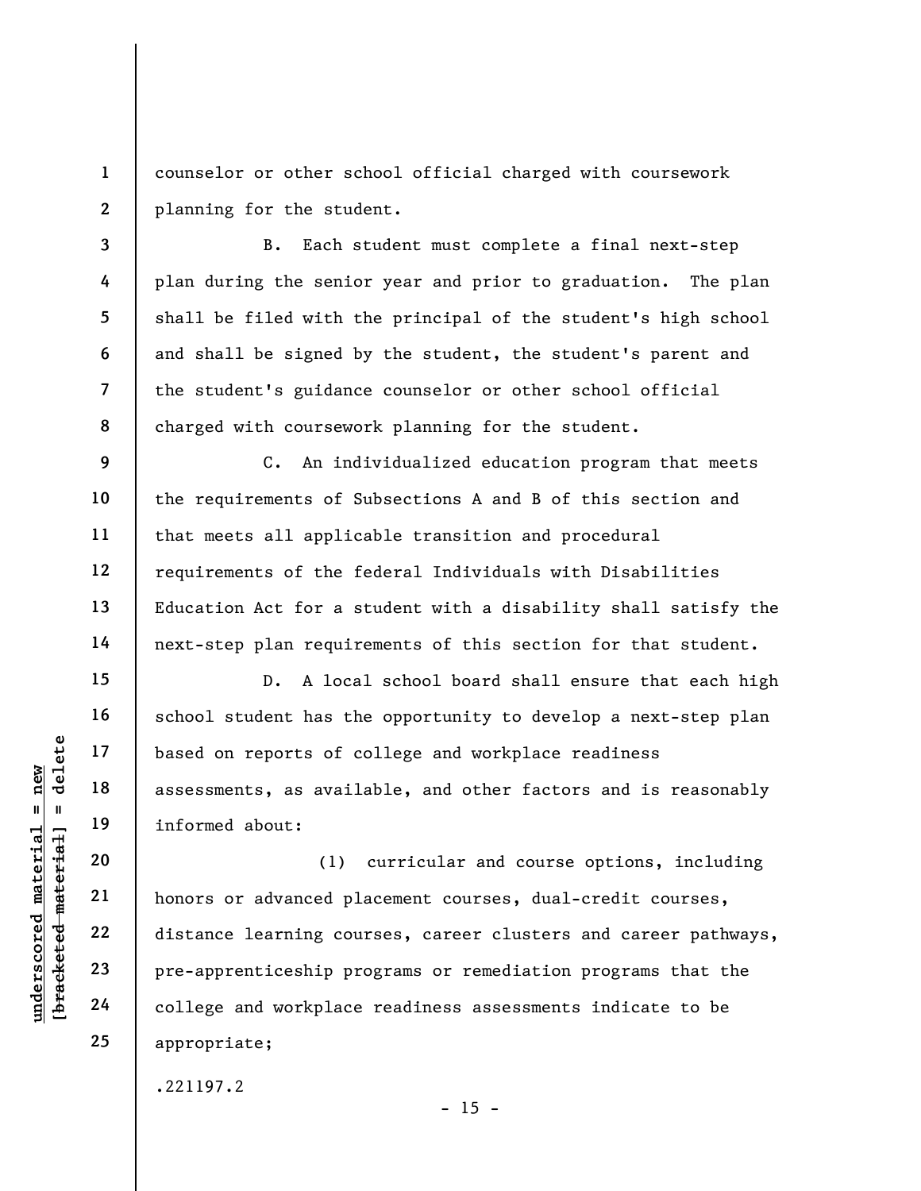counselor or other school official charged with coursework planning for the student.

B. Each student must complete a final next-step plan during the senior year and prior to graduation. The plan shall be filed with the principal of the student's high school and shall be signed by the student, the student's parent and the student's guidance counselor or other school official charged with coursework planning for the student.

C. An individualized education program that meets the requirements of Subsections A and B of this section and that meets all applicable transition and procedural requirements of the federal Individuals with Disabilities Education Act for a student with a disability shall satisfy the next-step plan requirements of this section for that student.

D. A local school board shall ensure that each high school student has the opportunity to develop a next-step plan based on reports of college and workplace readiness assessments, as available, and other factors and is reasonably informed about:

(1) curricular and course options, including honors or advanced placement courses, dual-credit courses, distance learning courses, career clusters and career pathways, pre-apprenticeship programs or remediation programs that the college and workplace readiness assessments indicate to be appropriate;

.221197.2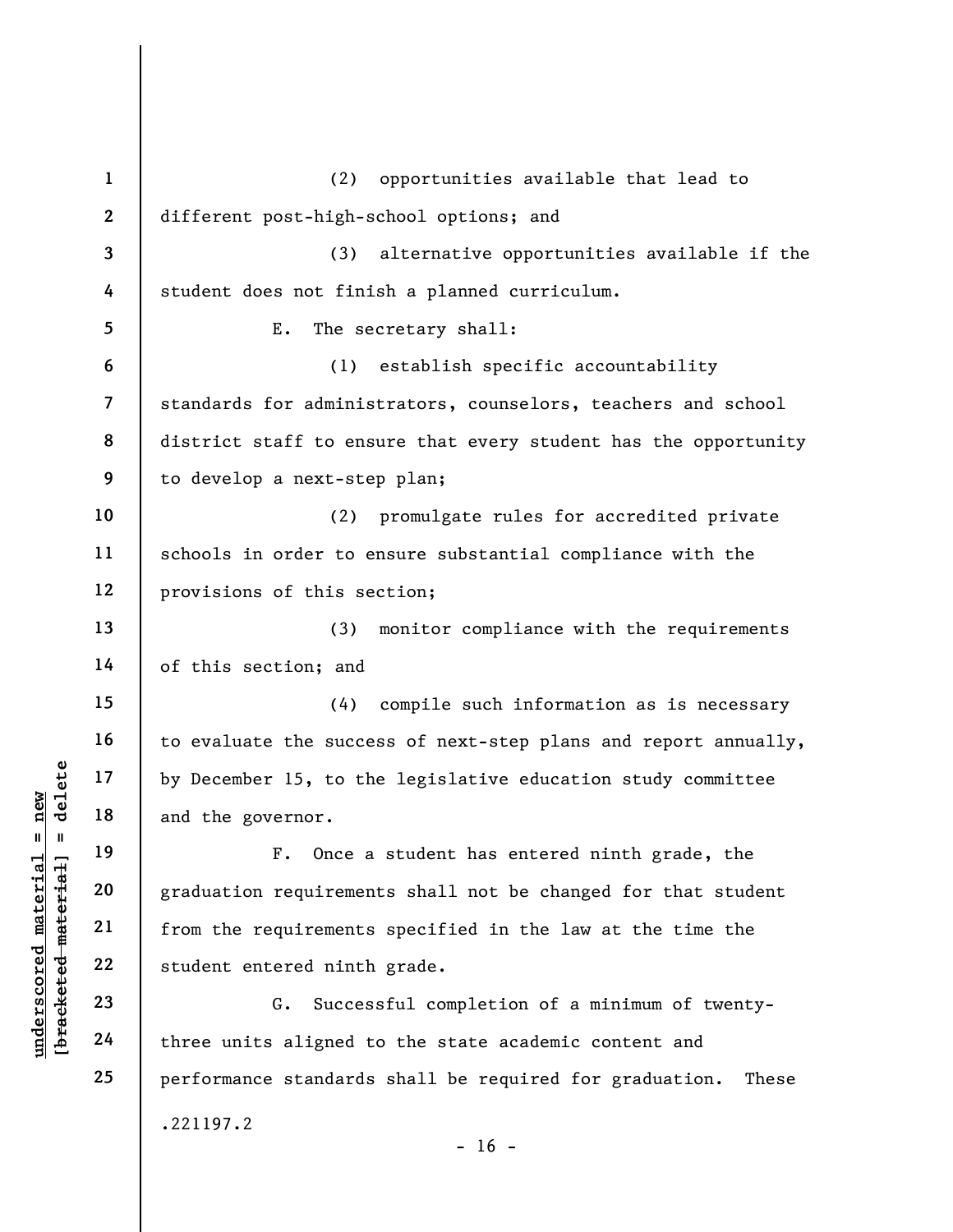(2) opportunities available that lead to different post-high-school options; and

(3) alternative opportunities available if the student does not finish a planned curriculum.

E. The secretary shall:

(1) establish specific accountability standards for administrators, counselors, teachers and school district staff to ensure that every student has the opportunity to develop a next-step plan;

(2) promulgate rules for accredited private schools in order to ensure substantial compliance with the provisions of this section;

(3) monitor compliance with the requirements of this section; and

(4) compile such information as is necessary to evaluate the success of next-step plans and report annually, by December 15, to the legislative education study committee and the governor.

F. Once a student has entered ninth grade, the graduation requirements shall not be changed for that student from the requirements specified in the law at the time the student entered ninth grade.

G. Successful completion of a minimum of twenty-three units aligned to the state academic content and performance standards shall be required for graduation. These

.221197.2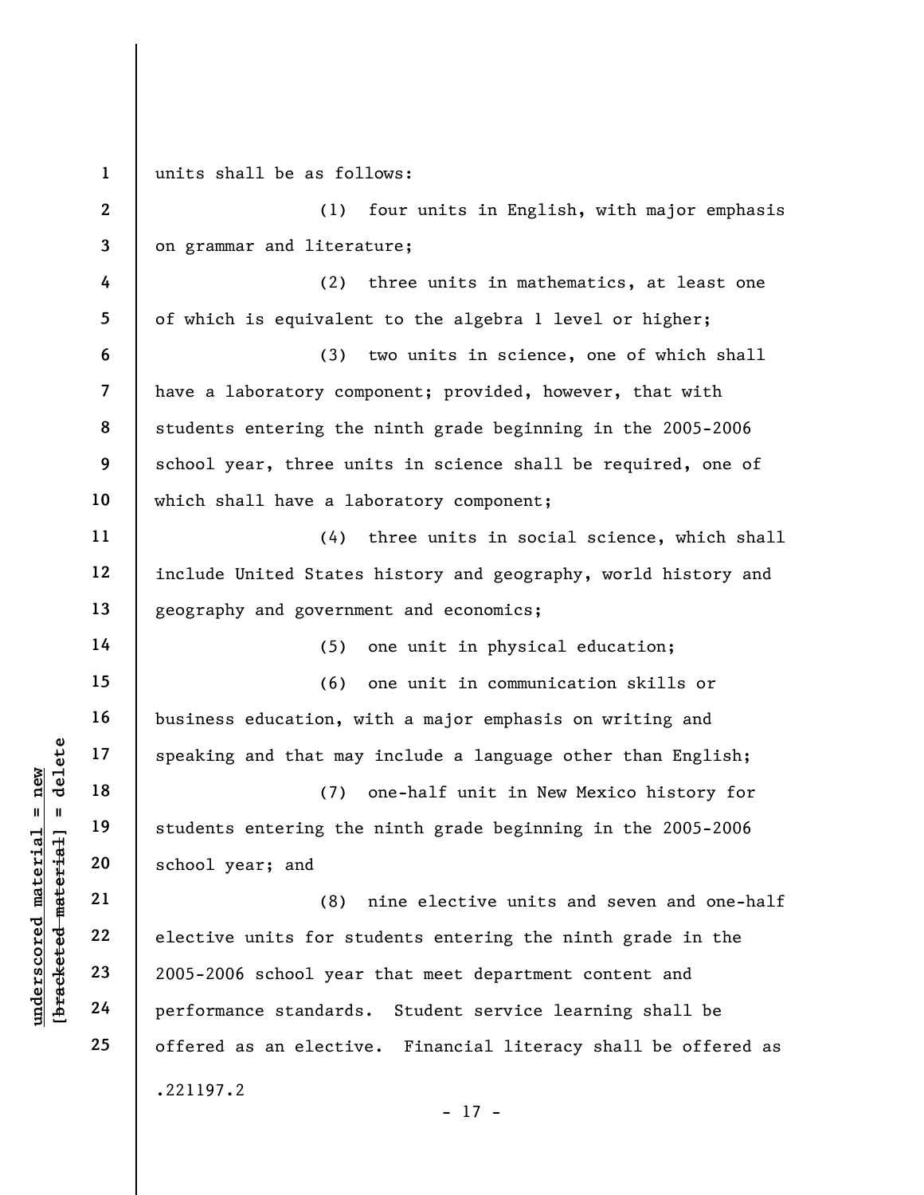units shall be as follows:

(1) four units in English, with major emphasis on grammar and literature;

(2) three units in mathematics, at least one of which is equivalent to the algebra 1 level or higher;

(3) two units in science, one of which shall have a laboratory component; provided, however, that with students entering the ninth grade beginning in the 2005-2006 school year, three units in science shall be required, one of which shall have a laboratory component;

(4) three units in social science, which shall include United States history and geography, world history and geography and government and economics;

(5) one unit in physical education;

(6) one unit in communication skills or business education, with a major emphasis on writing and speaking and that may include a language other than English;

(7) one-half unit in New Mexico history for students entering the ninth grade beginning in the 2005-2006 school year; and

(8) nine elective units and seven and one-half elective units for students entering the ninth grade in the 2005-2006 school year that meet department content and performance standards. Student service learning shall be offered as an elective. Financial literacy shall be offered as

.221197.2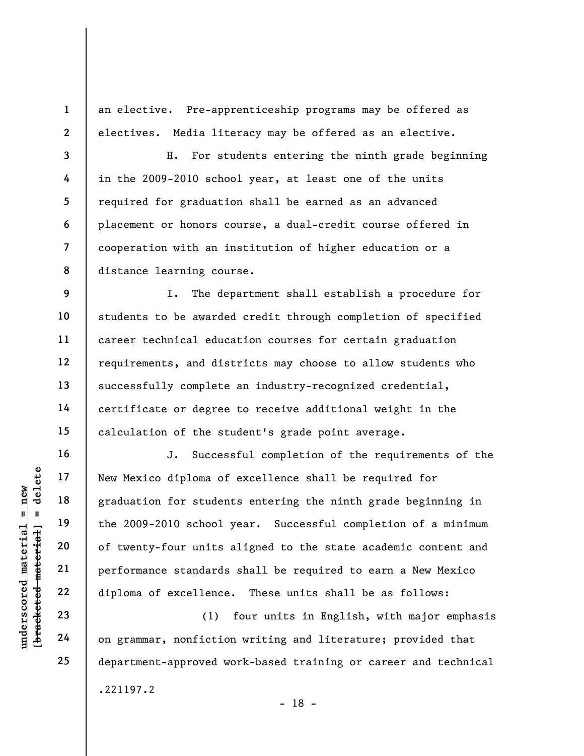an elective. Pre-apprenticeship programs may be offered as electives. Media literacy may be offered as an elective.

H. For students entering the ninth grade beginning in the 2009-2010 school year, at least one of the units required for graduation shall be earned as an advanced placement or honors course, a dual-credit course offered in cooperation with an institution of higher education or a distance learning course.

I. The department shall establish a procedure for students to be awarded credit through completion of specified career technical education courses for certain graduation requirements, and districts may choose to allow students who successfully complete an industry-recognized credential, certificate or degree to receive additional weight in the calculation of the student's grade point average.

J. Successful completion of the requirements of the New Mexico diploma of excellence shall be required for graduation for students entering the ninth grade beginning in the 2009-2010 school year. Successful completion of a minimum of twenty-four units aligned to the state academic content and performance standards shall be required to earn a New Mexico diploma of excellence. These units shall be as follows:

(1) four units in English, with major emphasis on grammar, nonfiction writing and literature; provided that department-approved work-based training or career and technical

.221197.2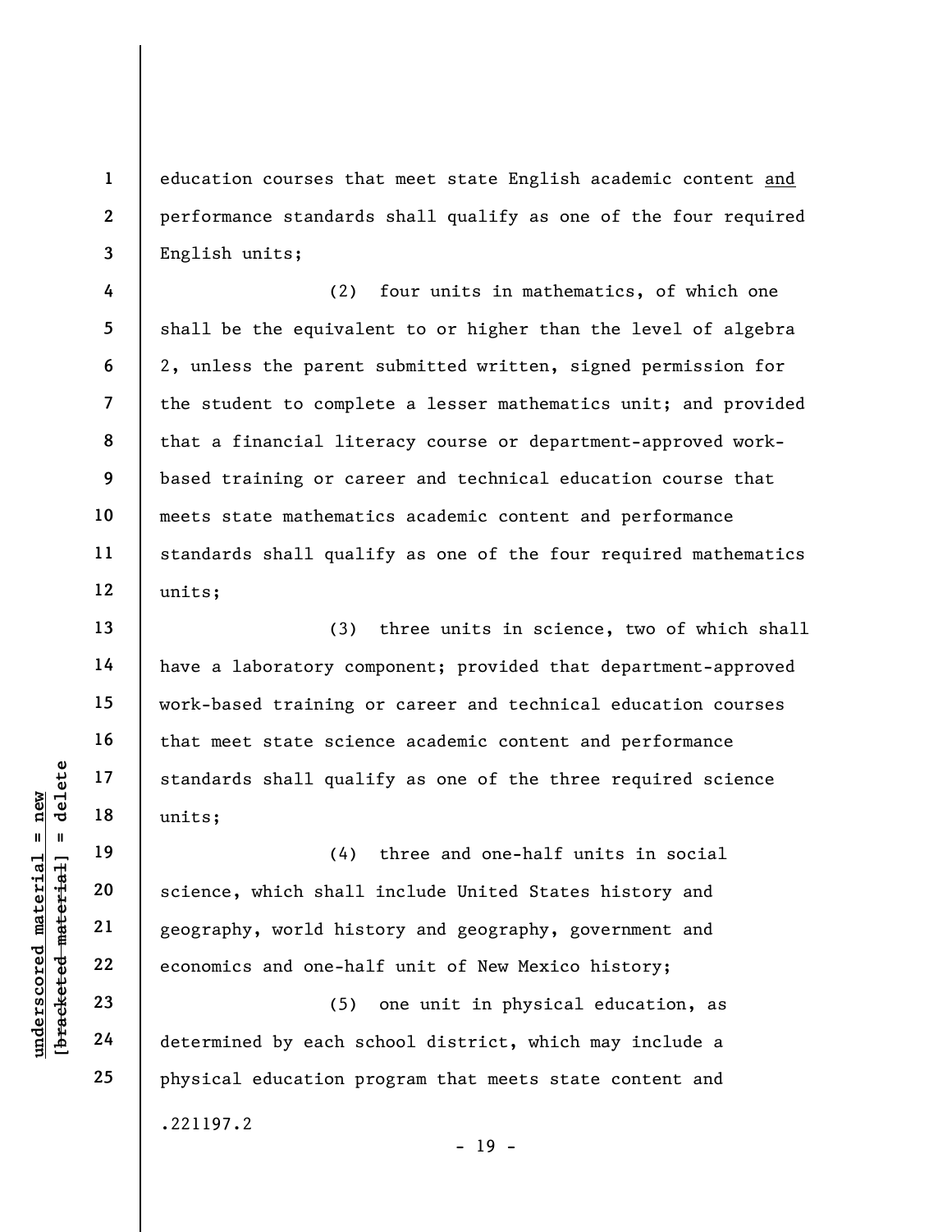education courses that meet state English academic content <u>and</u> performance standards shall qualify as one of the four required English units;

(2) four units in mathematics, of which one shall be the equivalent to or higher than the level of algebra 2, unless the parent submitted written, signed permission for the student to complete a lesser mathematics unit; and provided that a financial literacy course or department-approved work-based training or career and technical education course that meets state mathematics academic content and performance standards shall qualify as one of the four required mathematics units;

(3) three units in science, two of which shall have a laboratory component; provided that department-approved work-based training or career and technical education courses that meet state science academic content and performance standards shall qualify as one of the three required science units;

(4) three and one-half units in social science, which shall include United States history and geography, world history and geography, government and economics and one-half unit of New Mexico history;

(5) one unit in physical education, as determined by each school district, which may include a physical education program that meets state content and

.221197.2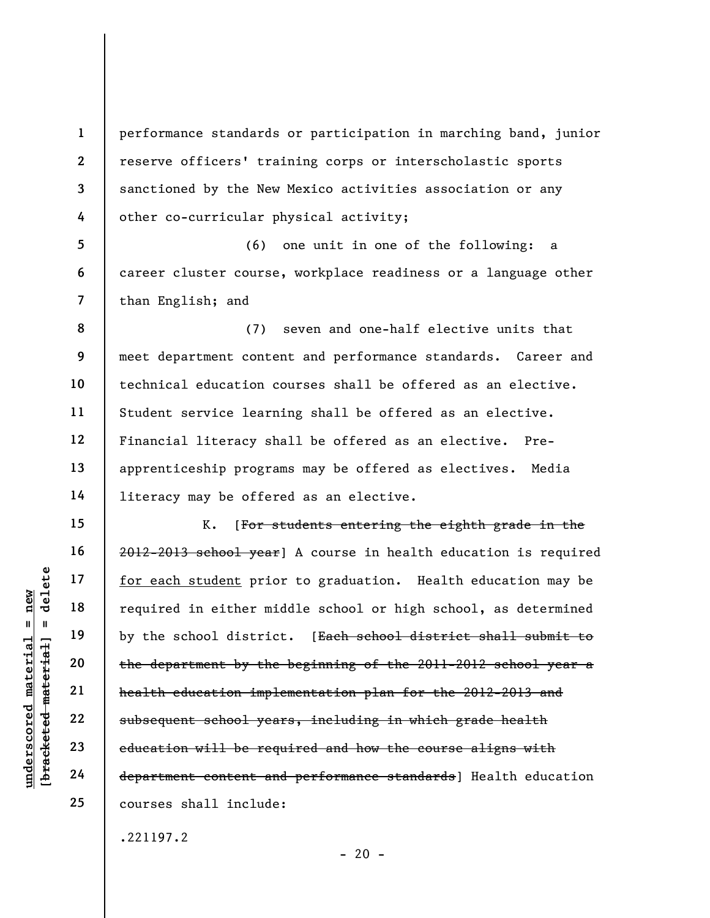performance standards or participation in marching band, junior reserve officers' training corps or interscholastic sports sanctioned by the New Mexico activities association or any other co-curricular physical activity;

(6) one unit in one of the following: a career cluster course, workplace readiness or a language other than English; and

(7) seven and one-half elective units that meet department content and performance standards. Career and technical education courses shall be offered as an elective. Student service learning shall be offered as an elective. Financial literacy shall be offered as an elective. Pre-apprenticeship programs may be offered as electives. Media literacy may be offered as an elective.

K. [~~For students entering the eighth grade in the 2012-2013 school year~~] A course in health education is required <u>for each student</u> prior to graduation. Health education may be required in either middle school or high school, as determined by the school district. [~~Each school district shall submit to the department by the beginning of the 2011-2012 school year a health education implementation plan for the 2012-2013 and subsequent school years, including in which grade health education will be required and how the course aligns with department content and performance standards~~] Health education courses shall include:

.221197.2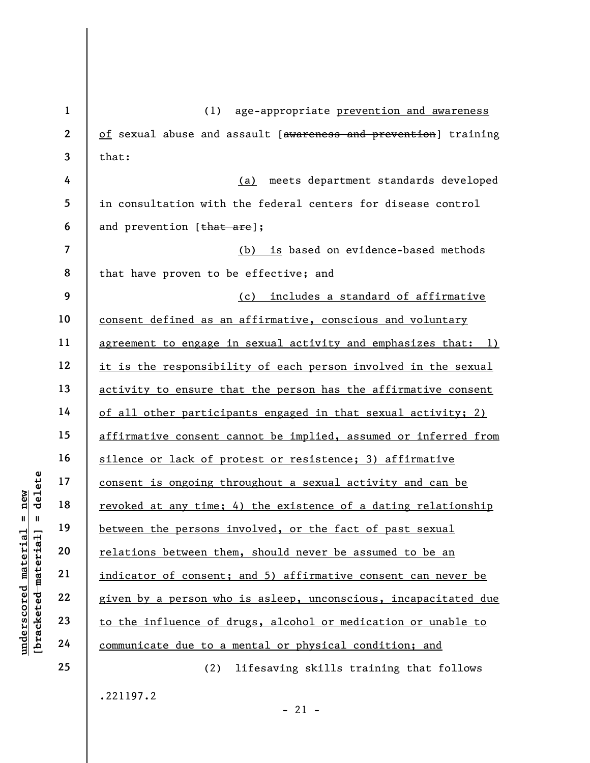(1) age-appropriate prevention and awareness of sexual abuse and assault [~~awareness and prevention~~] training that:

(a) meets department standards developed in consultation with the federal centers for disease control and prevention [~~that are~~];

(b) is based on evidence-based methods that have proven to be effective; and

(c) includes a standard of affirmative consent defined as an affirmative, conscious and voluntary agreement to engage in sexual activity and emphasizes that: 1) it is the responsibility of each person involved in the sexual activity to ensure that the person has the affirmative consent of all other participants engaged in that sexual activity; 2) affirmative consent cannot be implied, assumed or inferred from silence or lack of protest or resistence; 3) affirmative consent is ongoing throughout a sexual activity and can be revoked at any time; 4) the existence of a dating relationship between the persons involved, or the fact of past sexual relations between them, should never be assumed to be an indicator of consent; and 5) affirmative consent can never be given by a person who is asleep, unconscious, incapacitated due to the influence of drugs, alcohol or medication or unable to communicate due to a mental or physical condition; and

(2) lifesaving skills training that follows

.221197.2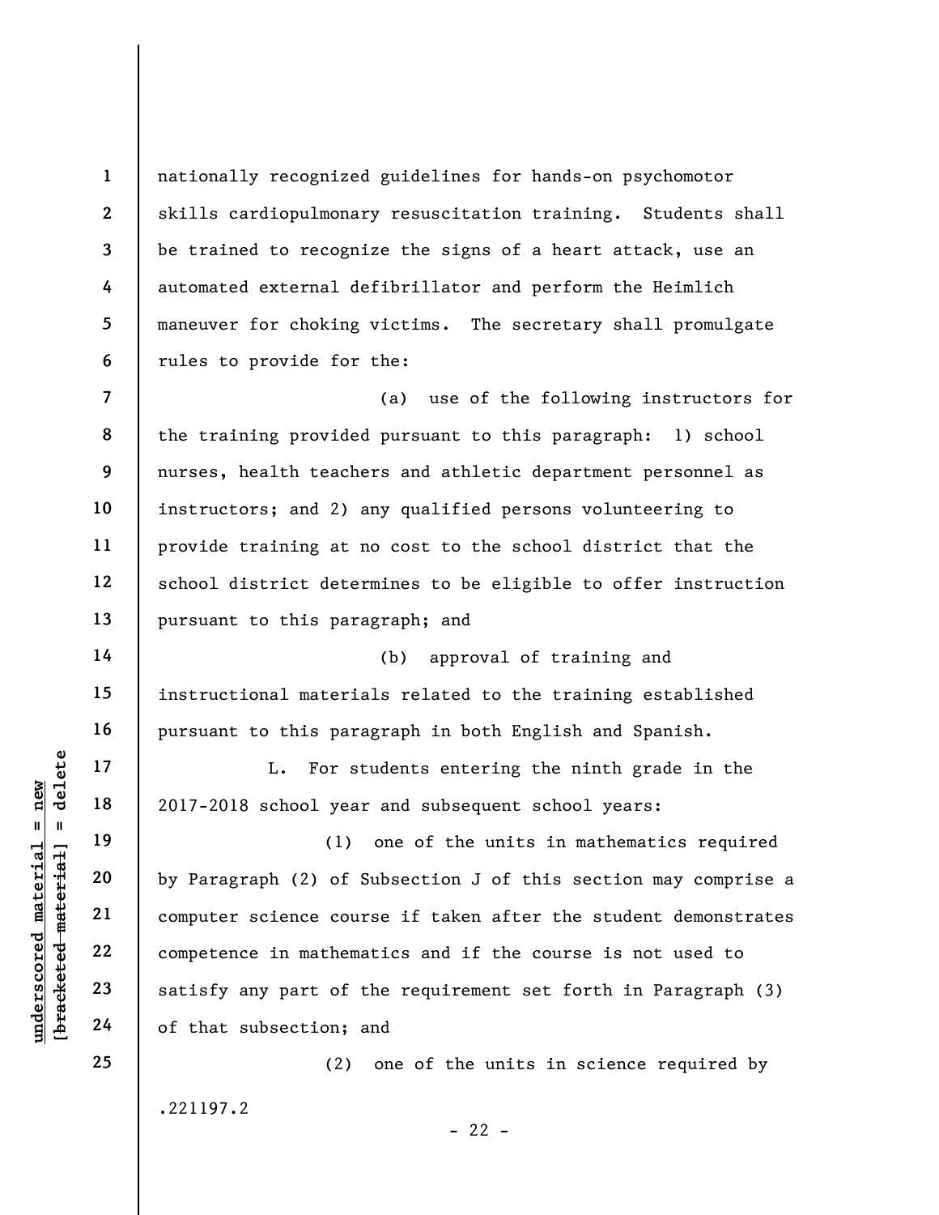nationally recognized guidelines for hands-on psychomotor skills cardiopulmonary resuscitation training. Students shall be trained to recognize the signs of a heart attack, use an automated external defibrillator and perform the Heimlich maneuver for choking victims. The secretary shall promulgate rules to provide for the:

(a) use of the following instructors for the training provided pursuant to this paragraph: 1) school nurses, health teachers and athletic department personnel as instructors; and 2) any qualified persons volunteering to provide training at no cost to the school district that the school district determines to be eligible to offer instruction pursuant to this paragraph; and

(b) approval of training and instructional materials related to the training established pursuant to this paragraph in both English and Spanish.

L. For students entering the ninth grade in the 2017-2018 school year and subsequent school years:

(1) one of the units in mathematics required by Paragraph (2) of Subsection J of this section may comprise a computer science course if taken after the student demonstrates competence in mathematics and if the course is not used to satisfy any part of the requirement set forth in Paragraph (3) of that subsection; and

(2) one of the units in science required by

.221197.2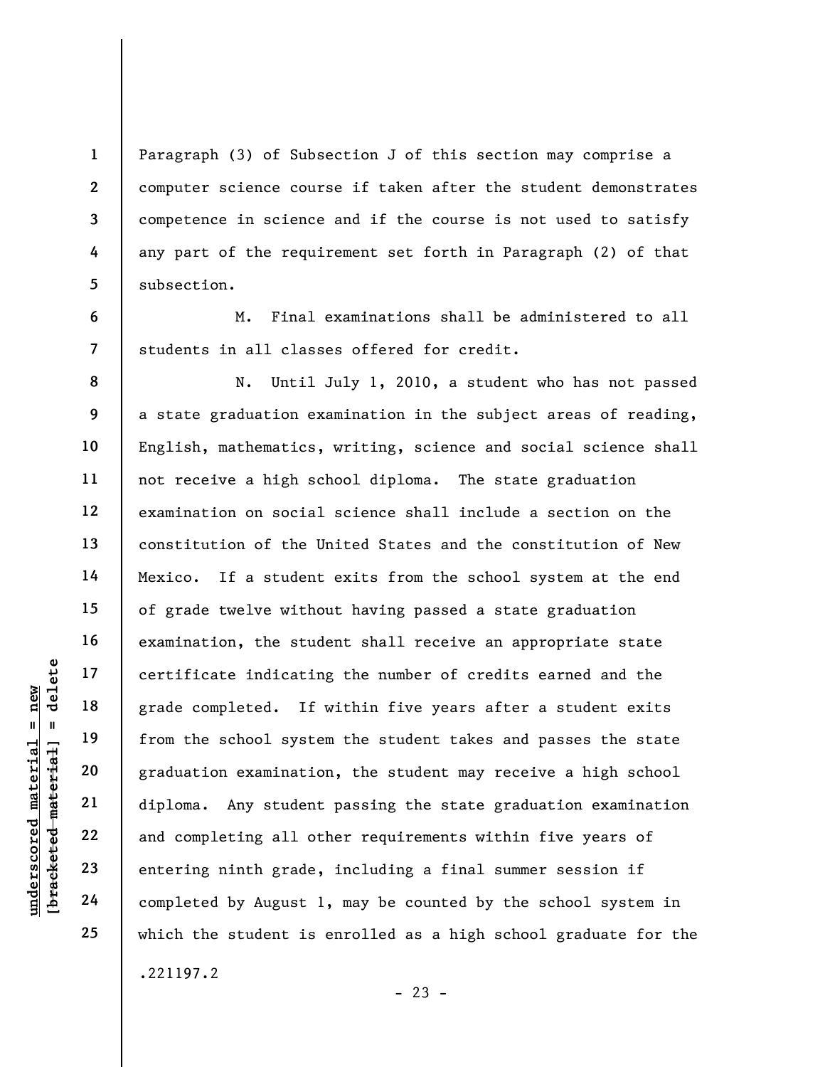Paragraph (3) of Subsection J of this section may comprise a computer science course if taken after the student demonstrates competence in science and if the course is not used to satisfy any part of the requirement set forth in Paragraph (2) of that subsection.

M. Final examinations shall be administered to all students in all classes offered for credit.

N. Until July 1, 2010, a student who has not passed a state graduation examination in the subject areas of reading, English, mathematics, writing, science and social science shall not receive a high school diploma. The state graduation examination on social science shall include a section on the constitution of the United States and the constitution of New Mexico. If a student exits from the school system at the end of grade twelve without having passed a state graduation examination, the student shall receive an appropriate state certificate indicating the number of credits earned and the grade completed. If within five years after a student exits from the school system the student takes and passes the state graduation examination, the student may receive a high school diploma. Any student passing the state graduation examination and completing all other requirements within five years of entering ninth grade, including a final summer session if completed by August 1, may be counted by the school system in which the student is enrolled as a high school graduate for the

.221197.2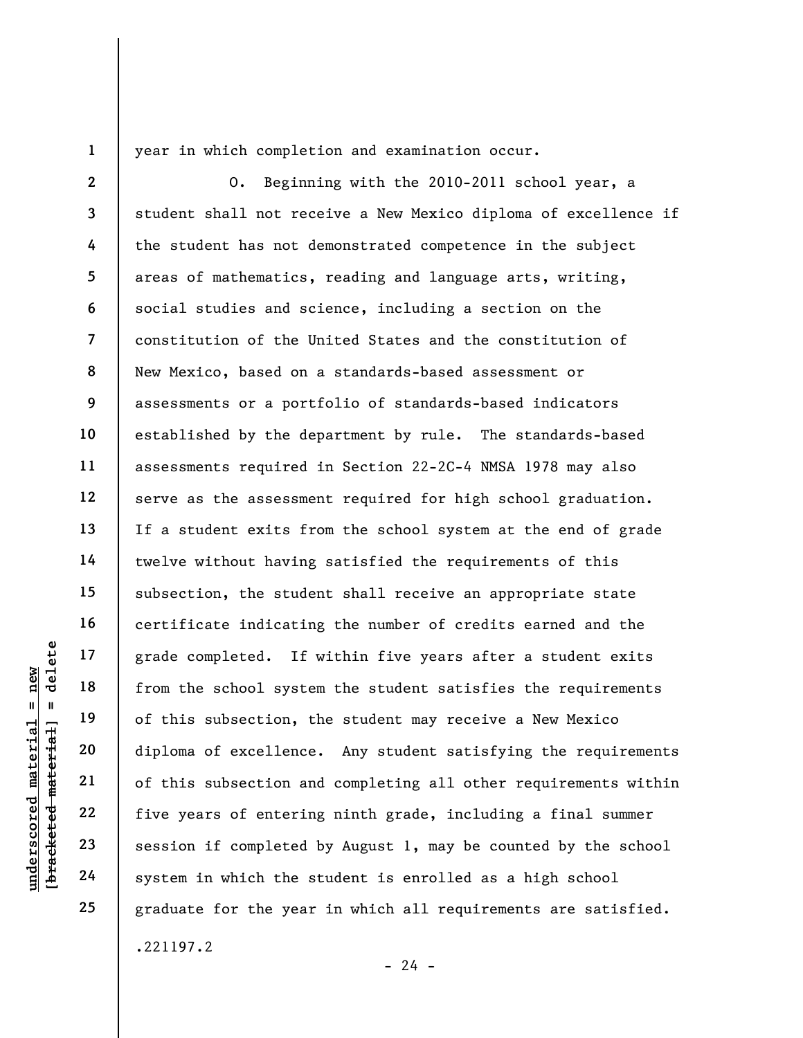year in which completion and examination occur.

O. Beginning with the 2010-2011 school year, a student shall not receive a New Mexico diploma of excellence if the student has not demonstrated competence in the subject areas of mathematics, reading and language arts, writing, social studies and science, including a section on the constitution of the United States and the constitution of New Mexico, based on a standards-based assessment or assessments or a portfolio of standards-based indicators established by the department by rule. The standards-based assessments required in Section 22-2C-4 NMSA 1978 may also serve as the assessment required for high school graduation. If a student exits from the school system at the end of grade twelve without having satisfied the requirements of this subsection, the student shall receive an appropriate state certificate indicating the number of credits earned and the grade completed. If within five years after a student exits from the school system the student satisfies the requirements of this subsection, the student may receive a New Mexico diploma of excellence. Any student satisfying the requirements of this subsection and completing all other requirements within five years of entering ninth grade, including a final summer session if completed by August 1, may be counted by the school system in which the student is enrolled as a high school graduate for the year in which all requirements are satisfied.

.221197.2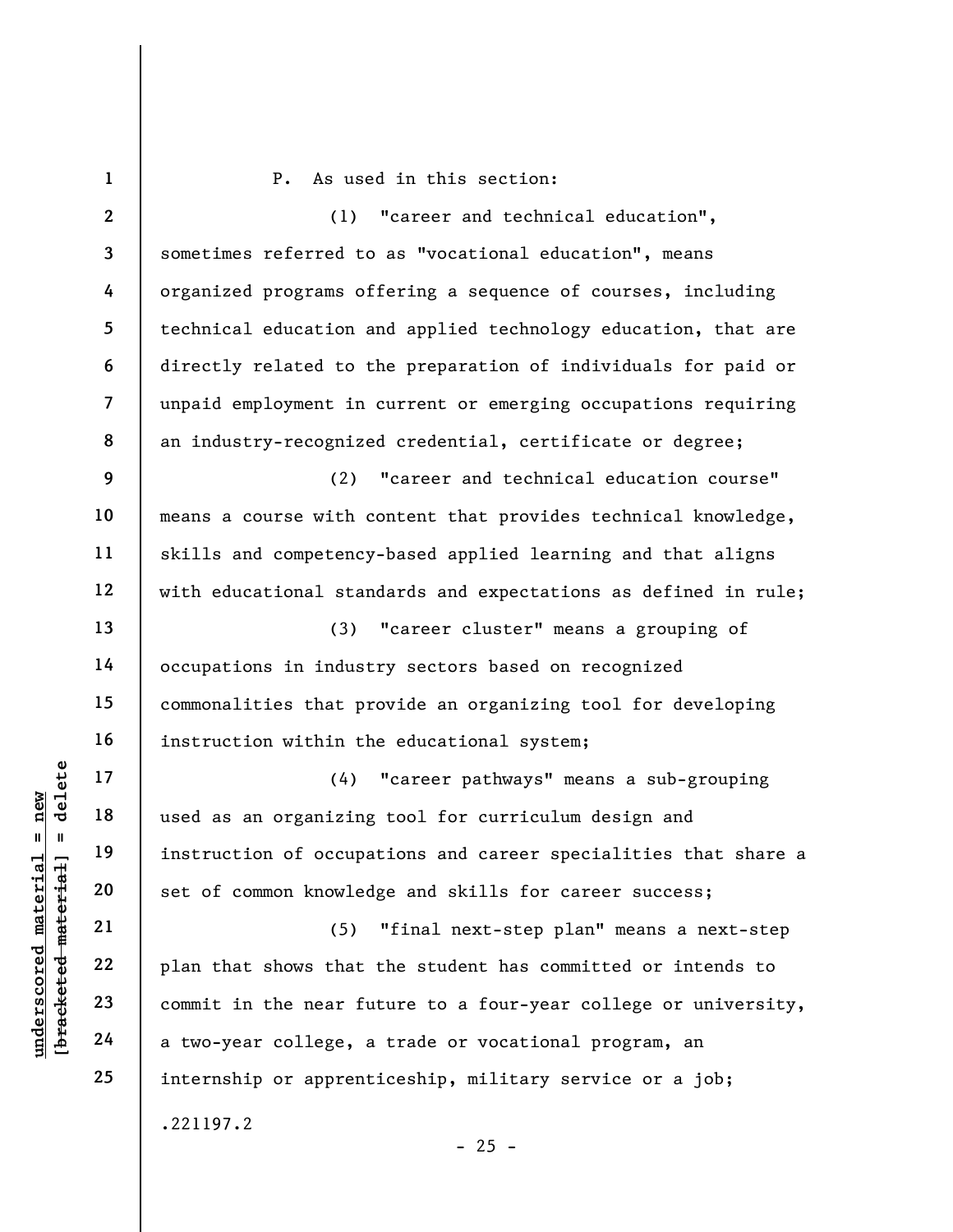P. As used in this section:

(1) "career and technical education", sometimes referred to as "vocational education", means organized programs offering a sequence of courses, including technical education and applied technology education, that are directly related to the preparation of individuals for paid or unpaid employment in current or emerging occupations requiring an industry-recognized credential, certificate or degree;

(2) "career and technical education course" means a course with content that provides technical knowledge, skills and competency-based applied learning and that aligns with educational standards and expectations as defined in rule;

(3) "career cluster" means a grouping of occupations in industry sectors based on recognized commonalities that provide an organizing tool for developing instruction within the educational system;

(4) "career pathways" means a sub-grouping used as an organizing tool for curriculum design and instruction of occupations and career specialities that share a set of common knowledge and skills for career success;

(5) "final next-step plan" means a next-step plan that shows that the student has committed or intends to commit in the near future to a four-year college or university, a two-year college, a trade or vocational program, an internship or apprenticeship, military service or a job;

.221197.2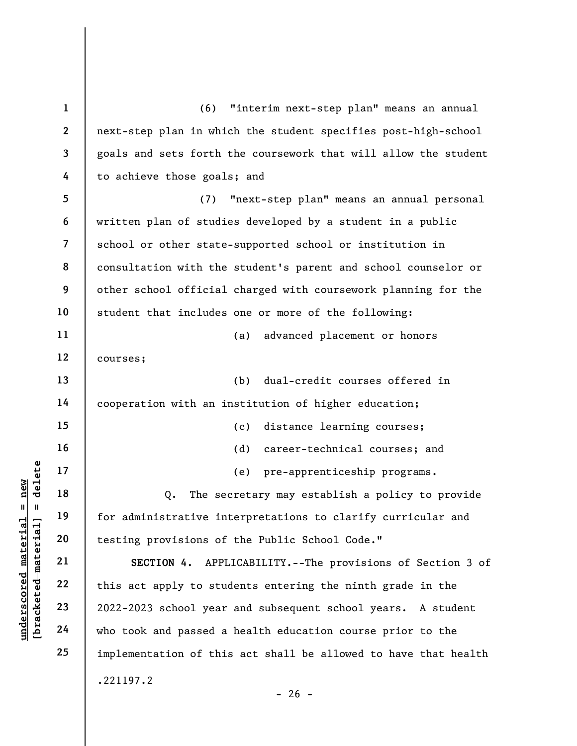(6) "interim next-step plan" means an annual next-step plan in which the student specifies post-high-school goals and sets forth the coursework that will allow the student to achieve those goals; and

(7) "next-step plan" means an annual personal written plan of studies developed by a student in a public school or other state-supported school or institution in consultation with the student's parent and school counselor or other school official charged with coursework planning for the student that includes one or more of the following:

(a) advanced placement or honors courses;

(b) dual-credit courses offered in cooperation with an institution of higher education;

(c) distance learning courses;

(d) career-technical courses; and

(e) pre-apprenticeship programs.

Q. The secretary may establish a policy to provide for administrative interpretations to clarify curricular and testing provisions of the Public School Code."

**SECTION 4.** APPLICABILITY.--The provisions of Section 3 of this act apply to students entering the ninth grade in the 2022-2023 school year and subsequent school years. A student who took and passed a health education course prior to the implementation of this act shall be allowed to have that health

.221197.2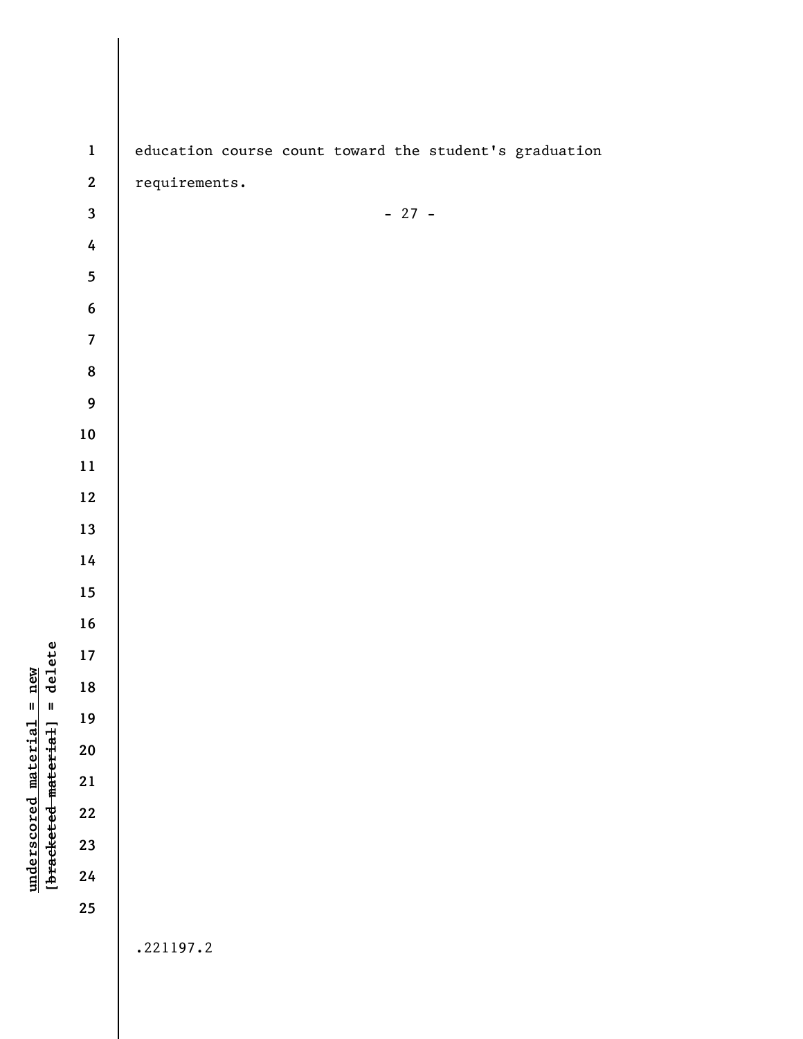education course count toward the student's graduation requirements.